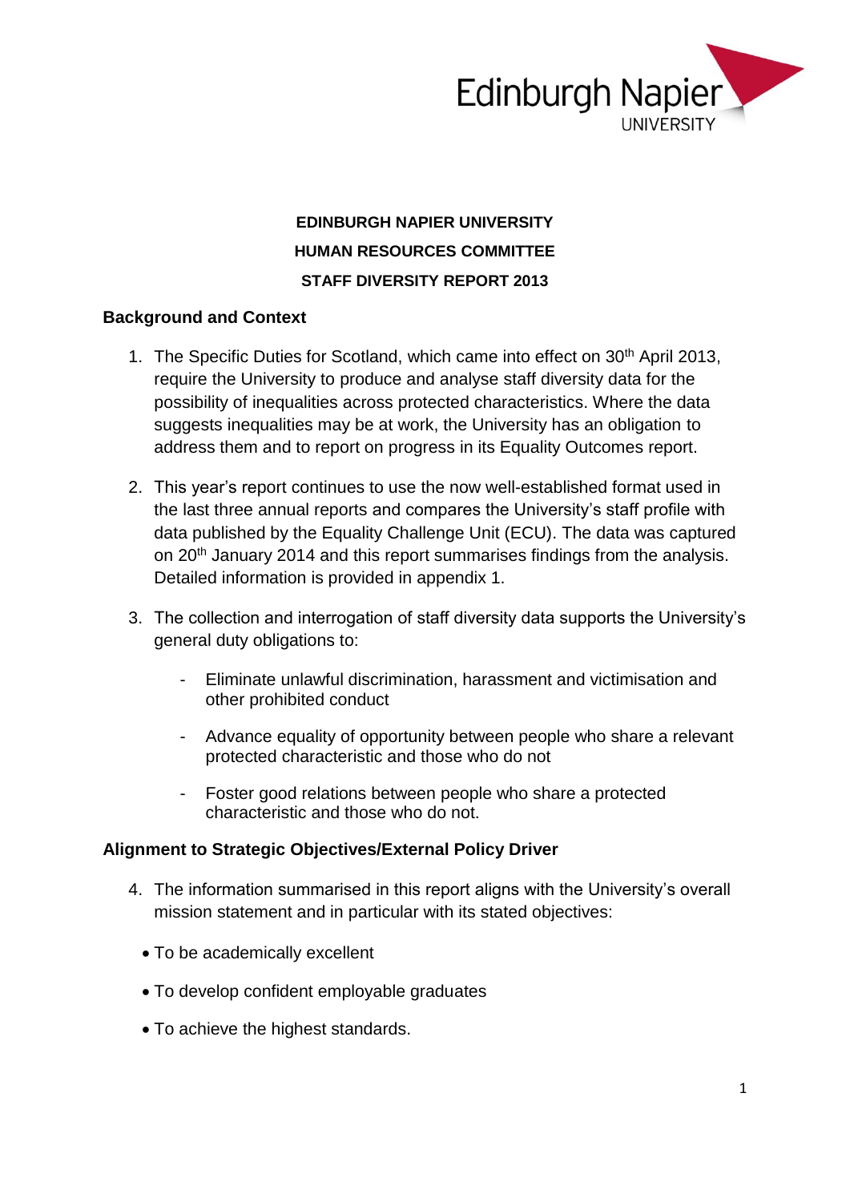Edinburgh Napier UNIVERSITY

**EDINBURGH NAPIER UNIVERSITY**

**HUMAN RESOURCES COMMITTEE**

**STAFF DIVERSITY REPORT 2013**

## Background and Context

1. The Specific Duties for Scotland, which came into effect on 30th April 2013, require the University to produce and analyse staff diversity data for the possibility of inequalities across protected characteristics. Where the data suggests inequalities may be at work, the University has an obligation to address them and to report on progress in its Equality Outcomes report.

2. This year's report continues to use the now well-established format used in the last three annual reports and compares the University's staff profile with data published by the Equality Challenge Unit (ECU). The data was captured on 20th January 2014 and this report summarises findings from the analysis. Detailed information is provided in appendix 1.

3. The collection and interrogation of staff diversity data supports the University's general duty obligations to:

   - Eliminate unlawful discrimination, harassment and victimisation and other prohibited conduct
   - Advance equality of opportunity between people who share a relevant protected characteristic and those who do not
   - Foster good relations between people who share a protected characteristic and those who do not.

## Alignment to Strategic Objectives/External Policy Driver

4. The information summarised in this report aligns with the University's overall mission statement and in particular with its stated objectives:

- To be academically excellent
- To develop confident employable graduates
- To achieve the highest standards.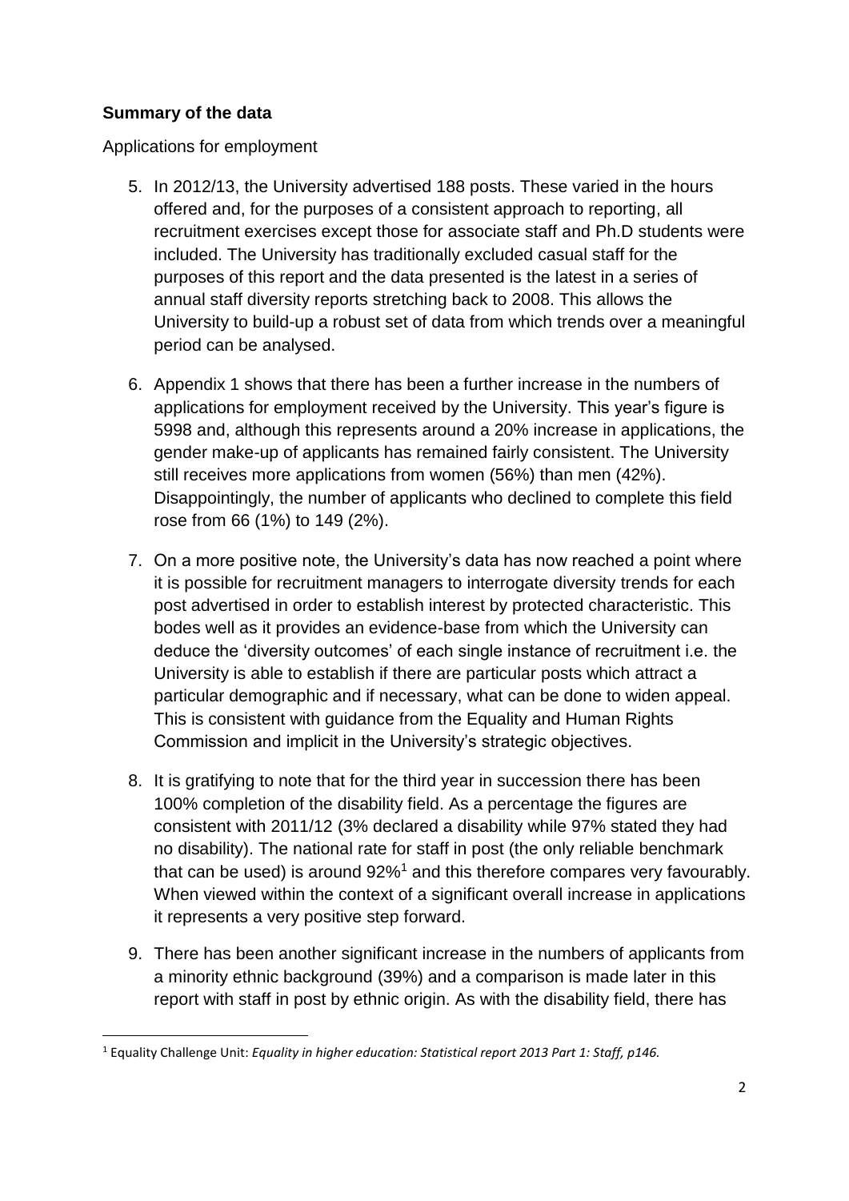**Summary of the data**

Applications for employment

5. In 2012/13, the University advertised 188 posts. These varied in the hours offered and, for the purposes of a consistent approach to reporting, all recruitment exercises except those for associate staff and Ph.D students were included. The University has traditionally excluded casual staff for the purposes of this report and the data presented is the latest in a series of annual staff diversity reports stretching back to 2008. This allows the University to build-up a robust set of data from which trends over a meaningful period can be analysed.

6. Appendix 1 shows that there has been a further increase in the numbers of applications for employment received by the University. This year's figure is 5998 and, although this represents around a 20% increase in applications, the gender make-up of applicants has remained fairly consistent. The University still receives more applications from women (56%) than men (42%). Disappointingly, the number of applicants who declined to complete this field rose from 66 (1%) to 149 (2%).

7. On a more positive note, the University's data has now reached a point where it is possible for recruitment managers to interrogate diversity trends for each post advertised in order to establish interest by protected characteristic. This bodes well as it provides an evidence-base from which the University can deduce the 'diversity outcomes' of each single instance of recruitment i.e. the University is able to establish if there are particular posts which attract a particular demographic and if necessary, what can be done to widen appeal. This is consistent with guidance from the Equality and Human Rights Commission and implicit in the University's strategic objectives.

8. It is gratifying to note that for the third year in succession there has been 100% completion of the disability field. As a percentage the figures are consistent with 2011/12 (3% declared a disability while 97% stated they had no disability). The national rate for staff in post (the only reliable benchmark that can be used) is around 92%[1] and this therefore compares very favourably. When viewed within the context of a significant overall increase in applications it represents a very positive step forward.

9. There has been another significant increase in the numbers of applicants from a minority ethnic background (39%) and a comparison is made later in this report with staff in post by ethnic origin. As with the disability field, there has

---

[1] Equality Challenge Unit: *Equality in higher education: Statistical report 2013 Part 1: Staff, p146.*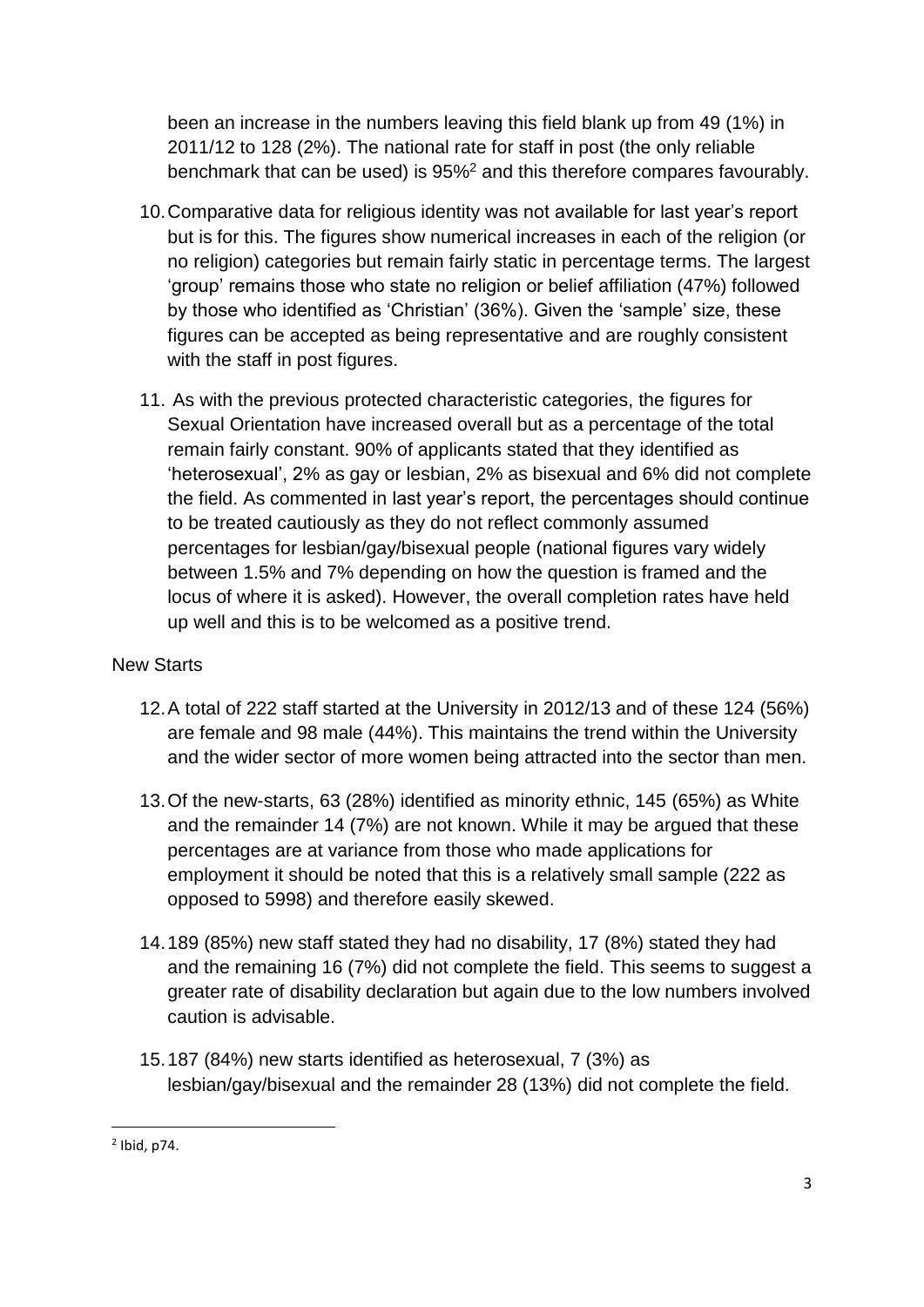been an increase in the numbers leaving this field blank up from 49 (1%) in 2011/12 to 128 (2%). The national rate for staff in post (the only reliable benchmark that can be used) is 95%[2] and this therefore compares favourably.

10. Comparative data for religious identity was not available for last year's report but is for this. The figures show numerical increases in each of the religion (or no religion) categories but remain fairly static in percentage terms. The largest 'group' remains those who state no religion or belief affiliation (47%) followed by those who identified as 'Christian' (36%). Given the 'sample' size, these figures can be accepted as being representative and are roughly consistent with the staff in post figures.

11. As with the previous protected characteristic categories, the figures for Sexual Orientation have increased overall but as a percentage of the total remain fairly constant. 90% of applicants stated that they identified as 'heterosexual', 2% as gay or lesbian, 2% as bisexual and 6% did not complete the field. As commented in last year's report, the percentages should continue to be treated cautiously as they do not reflect commonly assumed percentages for lesbian/gay/bisexual people (national figures vary widely between 1.5% and 7% depending on how the question is framed and the locus of where it is asked). However, the overall completion rates have held up well and this is to be welcomed as a positive trend.

New Starts

12. A total of 222 staff started at the University in 2012/13 and of these 124 (56%) are female and 98 male (44%). This maintains the trend within the University and the wider sector of more women being attracted into the sector than men.

13. Of the new-starts, 63 (28%) identified as minority ethnic, 145 (65%) as White and the remainder 14 (7%) are not known. While it may be argued that these percentages are at variance from those who made applications for employment it should be noted that this is a relatively small sample (222 as opposed to 5998) and therefore easily skewed.

14. 189 (85%) new staff stated they had no disability, 17 (8%) stated they had and the remaining 16 (7%) did not complete the field. This seems to suggest a greater rate of disability declaration but again due to the low numbers involved caution is advisable.

15. 187 (84%) new starts identified as heterosexual, 7 (3%) as lesbian/gay/bisexual and the remainder 28 (13%) did not complete the field.

---

[2] Ibid, p74.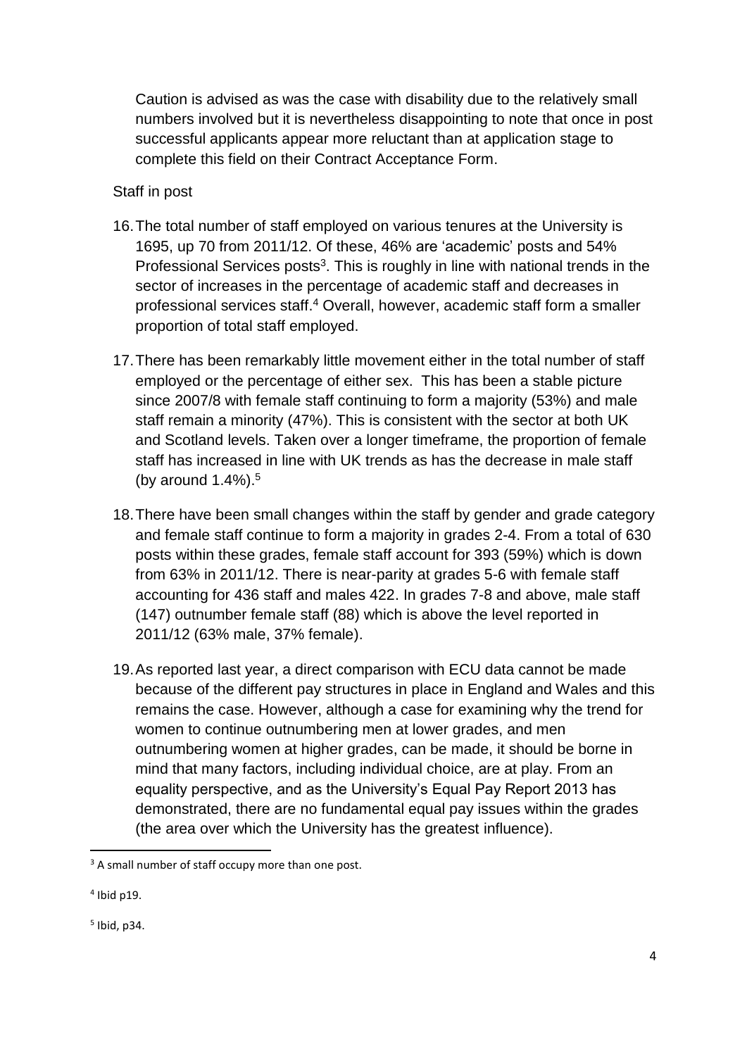Caution is advised as was the case with disability due to the relatively small numbers involved but it is nevertheless disappointing to note that once in post successful applicants appear more reluctant than at application stage to complete this field on their Contract Acceptance Form.

Staff in post

16. The total number of staff employed on various tenures at the University is 1695, up 70 from 2011/12. Of these, 46% are 'academic' posts and 54% Professional Services posts[3]. This is roughly in line with national trends in the sector of increases in the percentage of academic staff and decreases in professional services staff.[4] Overall, however, academic staff form a smaller proportion of total staff employed.

17. There has been remarkably little movement either in the total number of staff employed or the percentage of either sex. This has been a stable picture since 2007/8 with female staff continuing to form a majority (53%) and male staff remain a minority (47%). This is consistent with the sector at both UK and Scotland levels. Taken over a longer timeframe, the proportion of female staff has increased in line with UK trends as has the decrease in male staff (by around 1.4%).[5]

18. There have been small changes within the staff by gender and grade category and female staff continue to form a majority in grades 2-4. From a total of 630 posts within these grades, female staff account for 393 (59%) which is down from 63% in 2011/12. There is near-parity at grades 5-6 with female staff accounting for 436 staff and males 422. In grades 7-8 and above, male staff (147) outnumber female staff (88) which is above the level reported in 2011/12 (63% male, 37% female).

19. As reported last year, a direct comparison with ECU data cannot be made because of the different pay structures in place in England and Wales and this remains the case. However, although a case for examining why the trend for women to continue outnumbering men at lower grades, and men outnumbering women at higher grades, can be made, it should be borne in mind that many factors, including individual choice, are at play. From an equality perspective, and as the University's Equal Pay Report 2013 has demonstrated, there are no fundamental equal pay issues within the grades (the area over which the University has the greatest influence).

---

[3] A small number of staff occupy more than one post.

[4] Ibid p19.

[5] Ibid, p34.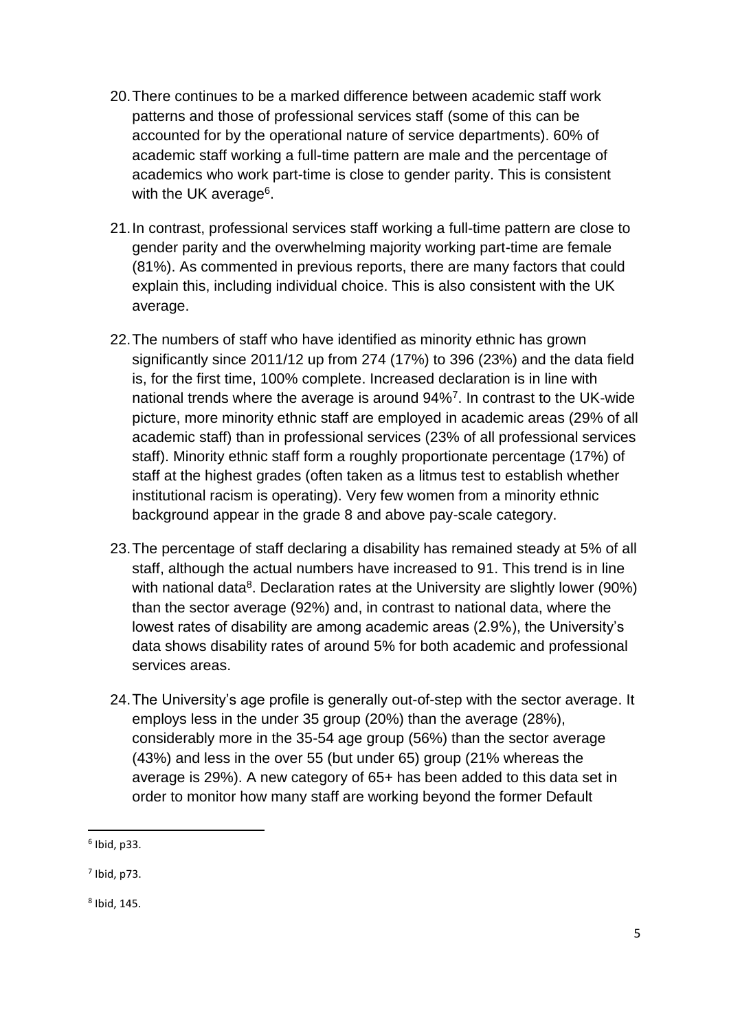20. There continues to be a marked difference between academic staff work patterns and those of professional services staff (some of this can be accounted for by the operational nature of service departments). 60% of academic staff working a full-time pattern are male and the percentage of academics who work part-time is close to gender parity. This is consistent with the UK average[6].

21. In contrast, professional services staff working a full-time pattern are close to gender parity and the overwhelming majority working part-time are female (81%). As commented in previous reports, there are many factors that could explain this, including individual choice. This is also consistent with the UK average.

22. The numbers of staff who have identified as minority ethnic has grown significantly since 2011/12 up from 274 (17%) to 396 (23%) and the data field is, for the first time, 100% complete. Increased declaration is in line with national trends where the average is around 94%[7]. In contrast to the UK-wide picture, more minority ethnic staff are employed in academic areas (29% of all academic staff) than in professional services (23% of all professional services staff). Minority ethnic staff form a roughly proportionate percentage (17%) of staff at the highest grades (often taken as a litmus test to establish whether institutional racism is operating). Very few women from a minority ethnic background appear in the grade 8 and above pay-scale category.

23. The percentage of staff declaring a disability has remained steady at 5% of all staff, although the actual numbers have increased to 91. This trend is in line with national data[8]. Declaration rates at the University are slightly lower (90%) than the sector average (92%) and, in contrast to national data, where the lowest rates of disability are among academic areas (2.9%), the University's data shows disability rates of around 5% for both academic and professional services areas.

24. The University's age profile is generally out-of-step with the sector average. It employs less in the under 35 group (20%) than the average (28%), considerably more in the 35-54 age group (56%) than the sector average (43%) and less in the over 55 (but under 65) group (21% whereas the average is 29%). A new category of 65+ has been added to this data set in order to monitor how many staff are working beyond the former Default

---

[6] Ibid, p33.

[7] Ibid, p73.

[8] Ibid, 145.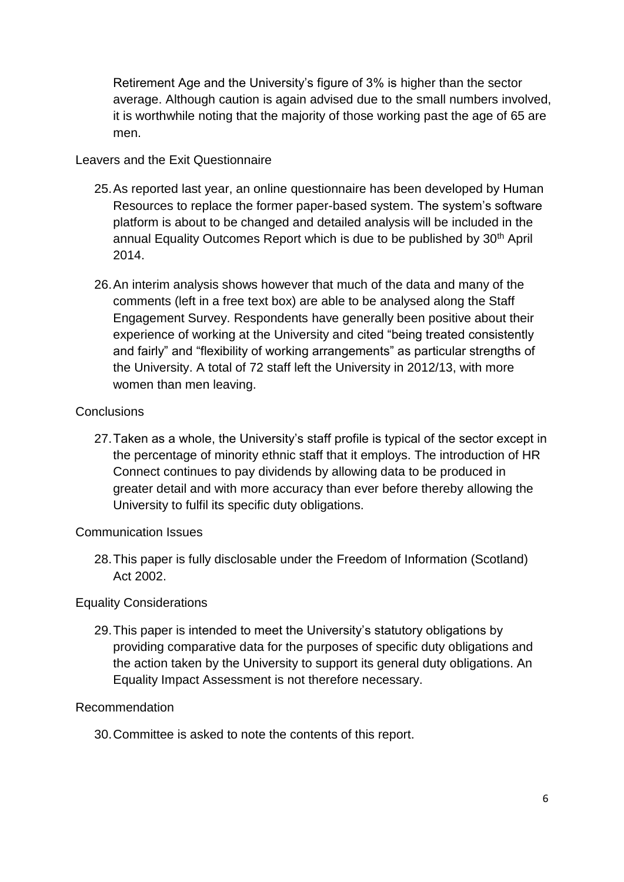Retirement Age and the University's figure of 3% is higher than the sector average. Although caution is again advised due to the small numbers involved, it is worthwhile noting that the majority of those working past the age of 65 are men.

Leavers and the Exit Questionnaire

25. As reported last year, an online questionnaire has been developed by Human Resources to replace the former paper-based system. The system's software platform is about to be changed and detailed analysis will be included in the annual Equality Outcomes Report which is due to be published by 30th April 2014.

26. An interim analysis shows however that much of the data and many of the comments (left in a free text box) are able to be analysed along the Staff Engagement Survey. Respondents have generally been positive about their experience of working at the University and cited "being treated consistently and fairly" and "flexibility of working arrangements" as particular strengths of the University. A total of 72 staff left the University in 2012/13, with more women than men leaving.

Conclusions

27. Taken as a whole, the University's staff profile is typical of the sector except in the percentage of minority ethnic staff that it employs. The introduction of HR Connect continues to pay dividends by allowing data to be produced in greater detail and with more accuracy than ever before thereby allowing the University to fulfil its specific duty obligations.

Communication Issues

28. This paper is fully disclosable under the Freedom of Information (Scotland) Act 2002.

Equality Considerations

29. This paper is intended to meet the University's statutory obligations by providing comparative data for the purposes of specific duty obligations and the action taken by the University to support its general duty obligations. An Equality Impact Assessment is not therefore necessary.

Recommendation

30. Committee is asked to note the contents of this report.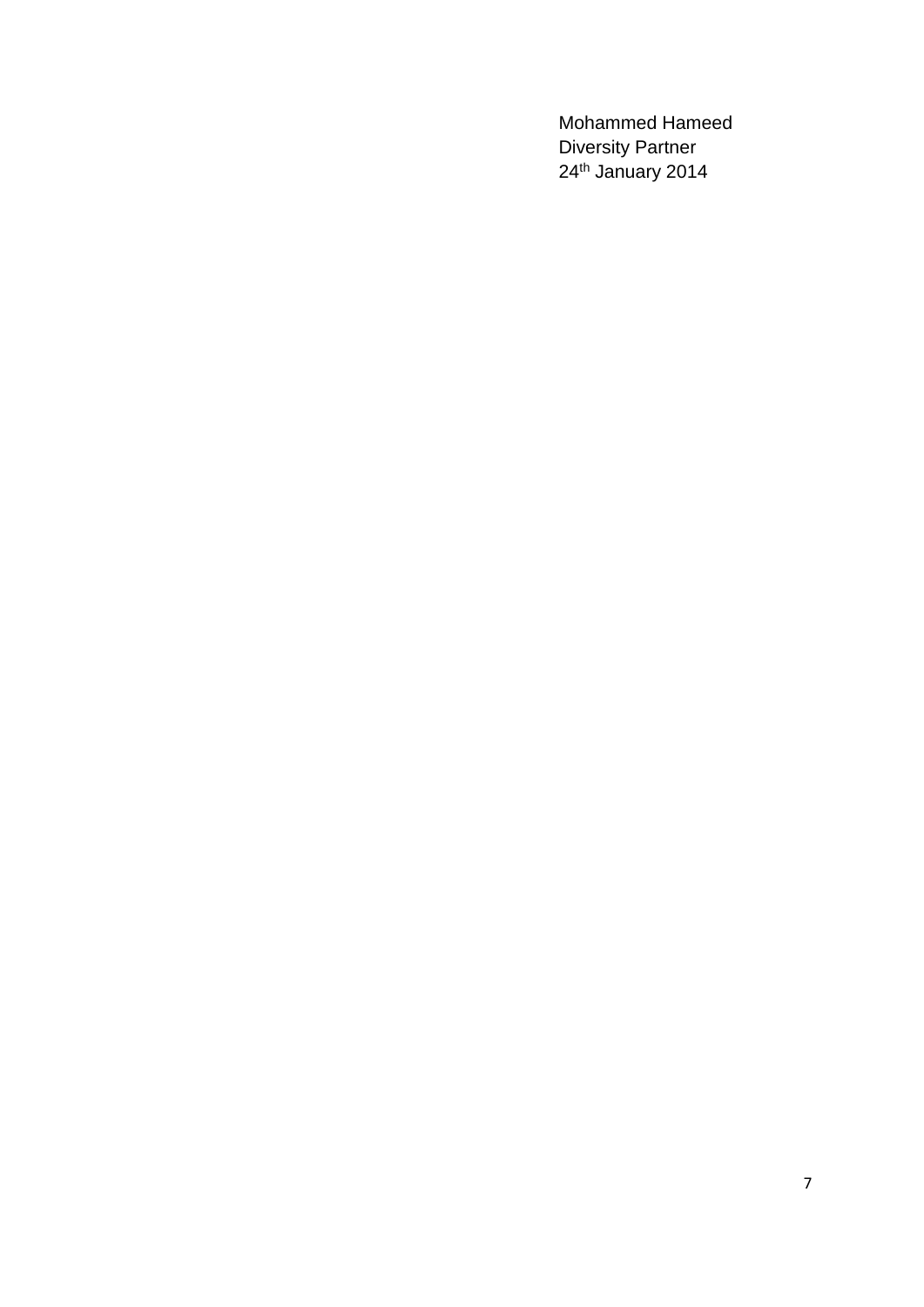Mohammed Hameed
Diversity Partner
24th January 2014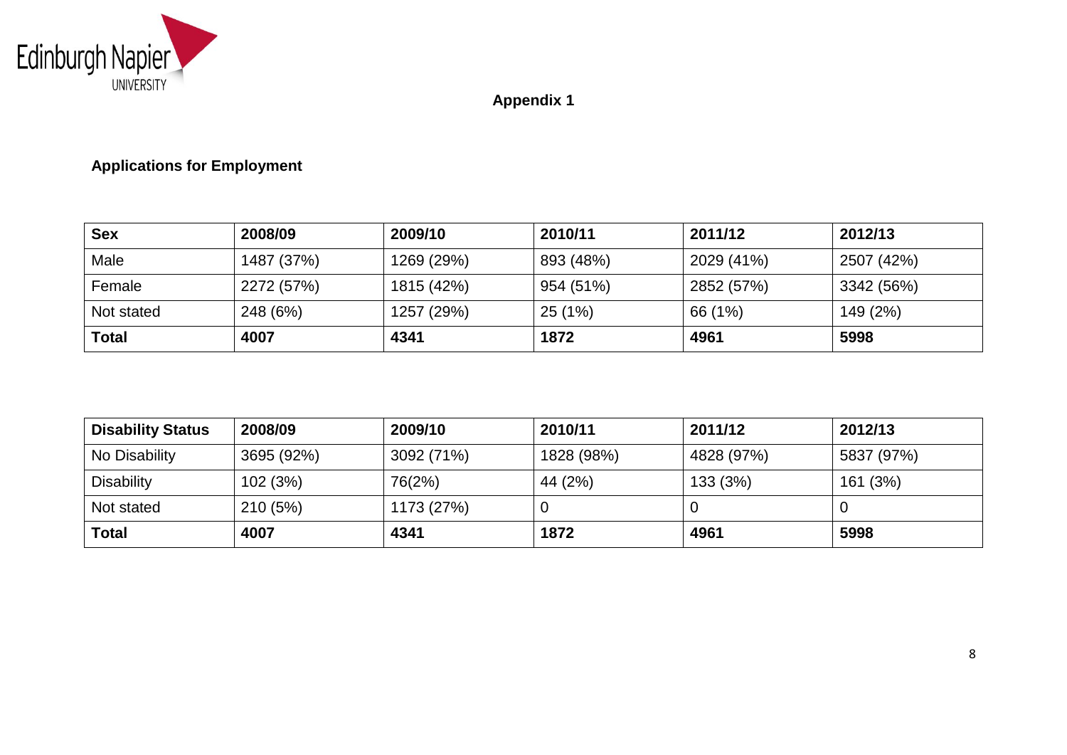**Appendix 1**

**Applications for Employment**

| **Sex** | **2008/09** | **2009/10** | **2010/11** | **2011/12** | **2012/13** |
|---|---|---|---|---|---|
| Male | 1487 (37%) | 1269 (29%) | 893 (48%) | 2029 (41%) | 2507 (42%) |
| Female | 2272 (57%) | 1815 (42%) | 954 (51%) | 2852 (57%) | 3342 (56%) |
| Not stated | 248 (6%) | 1257 (29%) | 25 (1%) | 66 (1%) | 149 (2%) |
| **Total** | **4007** | **4341** | **1872** | **4961** | **5998** |

| **Disability Status** | **2008/09** | **2009/10** | **2010/11** | **2011/12** | **2012/13** |
|---|---|---|---|---|---|
| No Disability | 3695 (92%) | 3092 (71%) | 1828 (98%) | 4828 (97%) | 5837 (97%) |
| Disability | 102 (3%) | 76(2%) | 44 (2%) | 133 (3%) | 161 (3%) |
| Not stated | 210 (5%) | 1173 (27%) | 0 | 0 | 0 |
| **Total** | **4007** | **4341** | **1872** | **4961** | **5998** |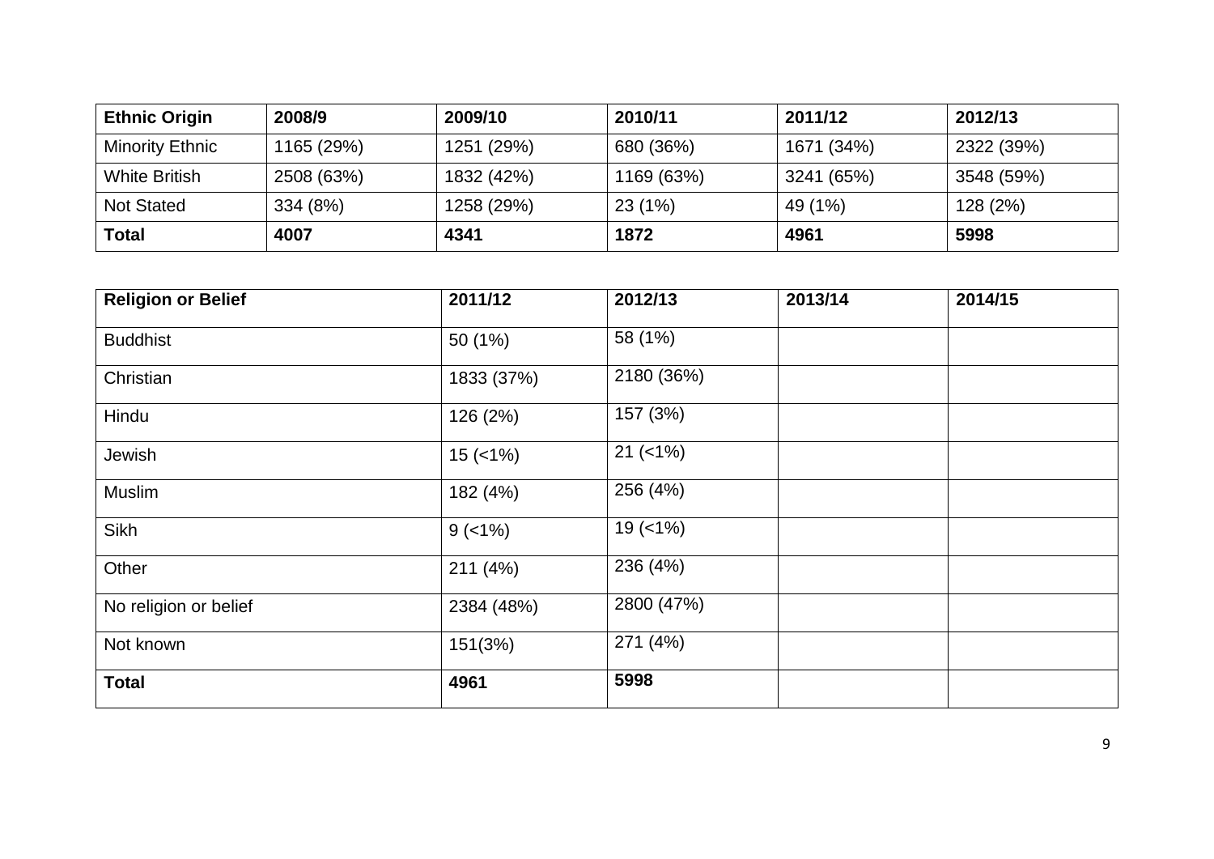| **Ethnic Origin** | **2008/9** | **2009/10** | **2010/11** | **2011/12** | **2012/13** |
|---|---|---|---|---|---|
| Minority Ethnic | 1165 (29%) | 1251 (29%) | 680 (36%) | 1671 (34%) | 2322 (39%) |
| White British | 2508 (63%) | 1832 (42%) | 1169 (63%) | 3241 (65%) | 3548 (59%) |
| Not Stated | 334 (8%) | 1258 (29%) | 23 (1%) | 49 (1%) | 128 (2%) |
| **Total** | **4007** | **4341** | **1872** | **4961** | **5998** |

| **Religion or Belief** | **2011/12** | **2012/13** | **2013/14** | **2014/15** |
|---|---|---|---|---|
| Buddhist | 50 (1%) | 58 (1%) | | |
| Christian | 1833 (37%) | 2180 (36%) | | |
| Hindu | 126 (2%) | 157 (3%) | | |
| Jewish | 15 (<1%) | 21 (<1%) | | |
| Muslim | 182 (4%) | 256 (4%) | | |
| Sikh | 9 (<1%) | 19 (<1%) | | |
| Other | 211 (4%) | 236 (4%) | | |
| No religion or belief | 2384 (48%) | 2800 (47%) | | |
| Not known | 151(3%) | 271 (4%) | | |
| **Total** | **4961** | **5998** | | |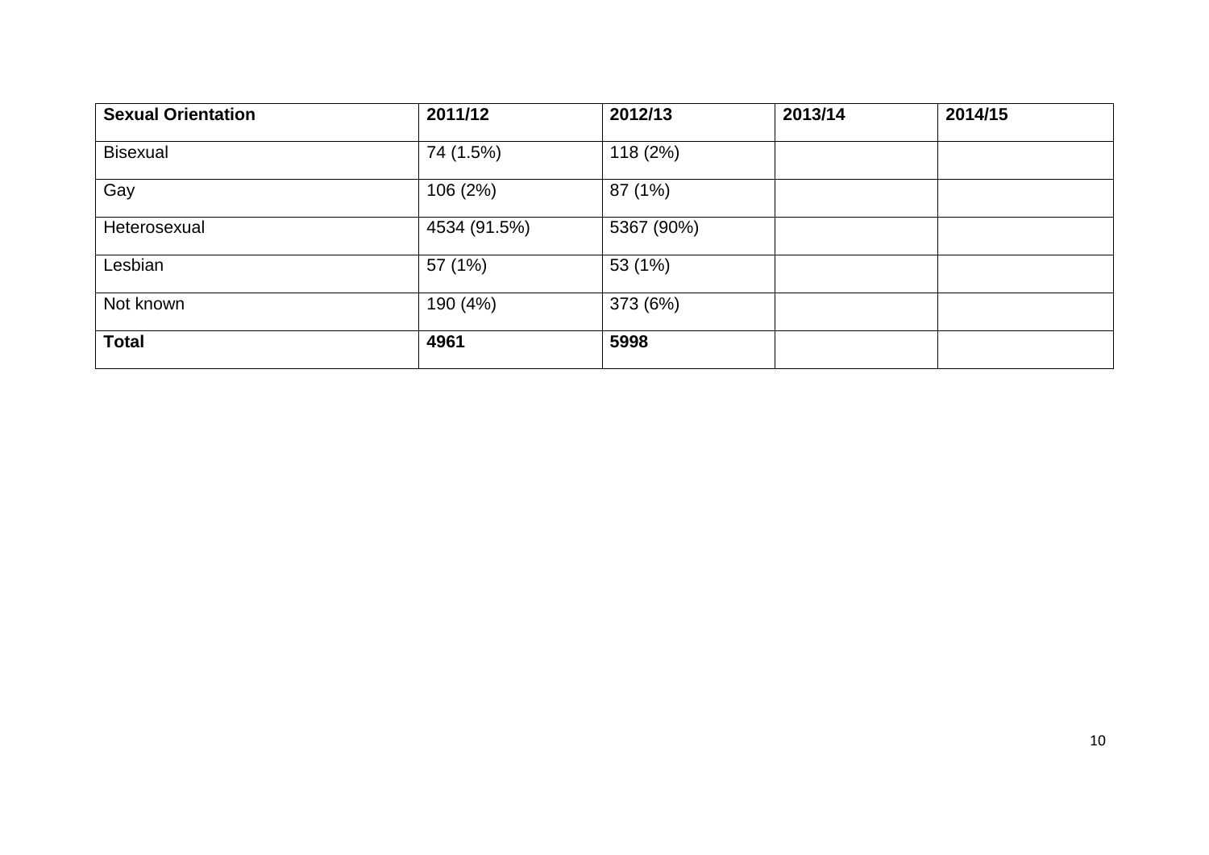| **Sexual Orientation** | **2011/12** | **2012/13** | **2013/14** | **2014/15** |
|---|---|---|---|---|
| Bisexual | 74 (1.5%) | 118 (2%) | | |
| Gay | 106 (2%) | 87 (1%) | | |
| Heterosexual | 4534 (91.5%) | 5367 (90%) | | |
| Lesbian | 57 (1%) | 53 (1%) | | |
| Not known | 190 (4%) | 373 (6%) | | |
| **Total** | **4961** | **5998** | | |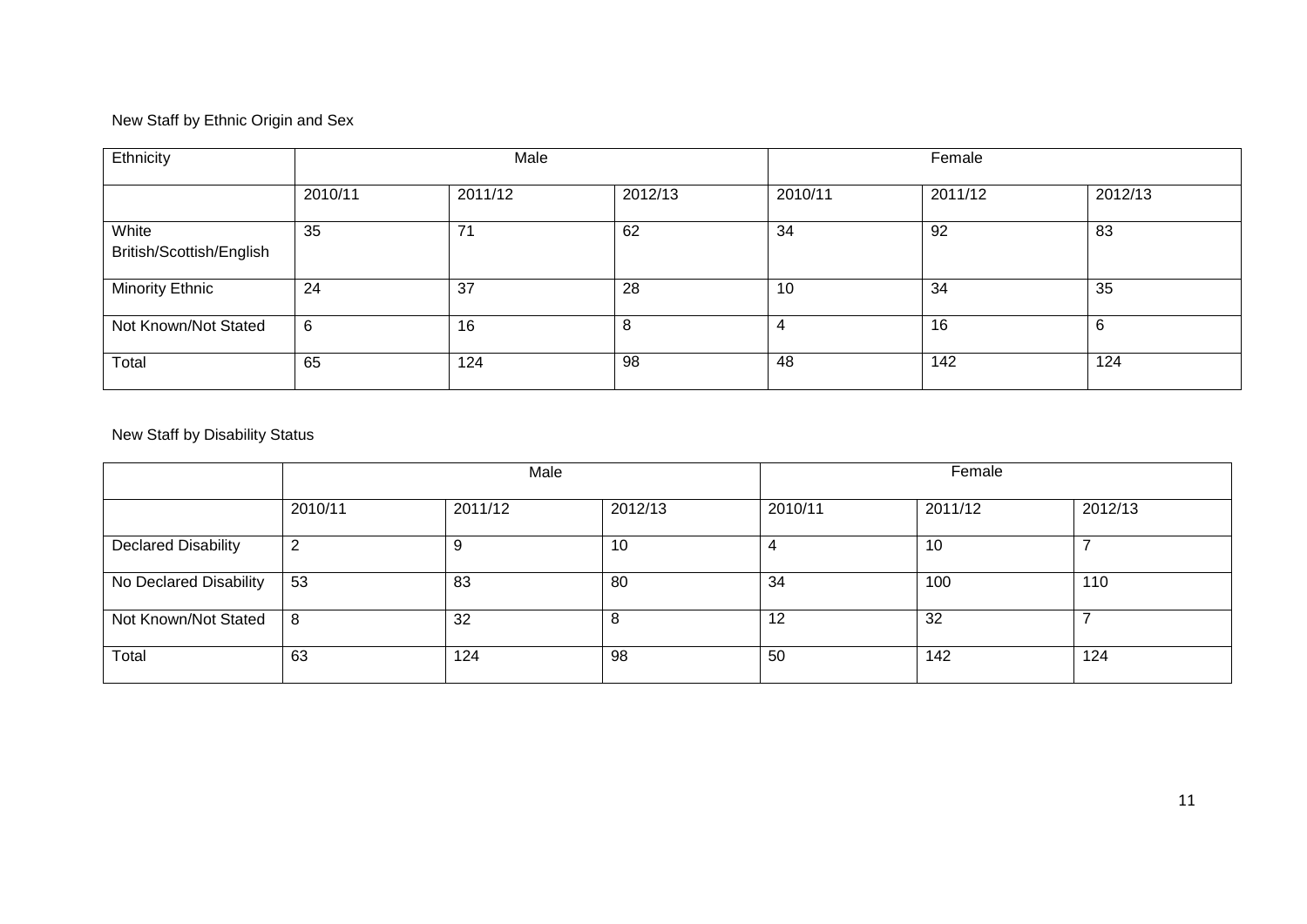New Staff by Ethnic Origin and Sex

| Ethnicity | Male | | | Female | | |
|---|---|---|---|---|---|---|
| | 2010/11 | 2011/12 | 2012/13 | 2010/11 | 2011/12 | 2012/13 |
| White British/Scottish/English | 35 | 71 | 62 | 34 | 92 | 83 |
| Minority Ethnic | 24 | 37 | 28 | 10 | 34 | 35 |
| Not Known/Not Stated | 6 | 16 | 8 | 4 | 16 | 6 |
| Total | 65 | 124 | 98 | 48 | 142 | 124 |

New Staff by Disability Status

| | Male | | | Female | | |
|---|---|---|---|---|---|---|
| | 2010/11 | 2011/12 | 2012/13 | 2010/11 | 2011/12 | 2012/13 |
| Declared Disability | 2 | 9 | 10 | 4 | 10 | 7 |
| No Declared Disability | 53 | 83 | 80 | 34 | 100 | 110 |
| Not Known/Not Stated | 8 | 32 | 8 | 12 | 32 | 7 |
| Total | 63 | 124 | 98 | 50 | 142 | 124 |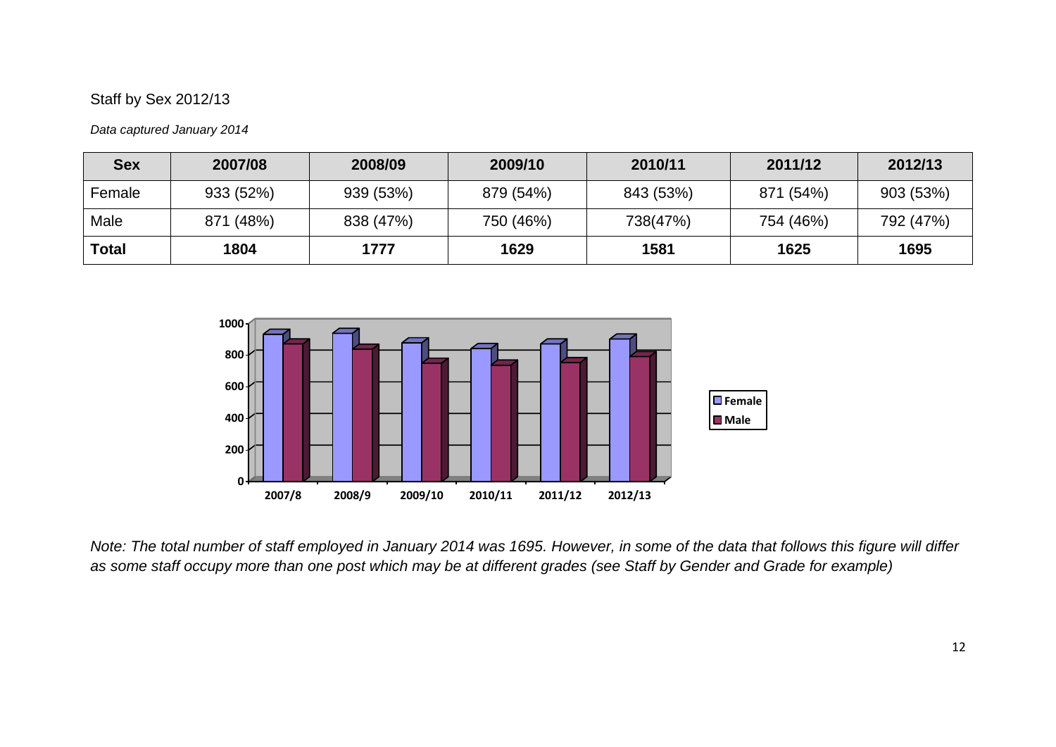Staff by Sex 2012/13

*Data captured January 2014*

| Sex | 2007/08 | 2008/09 | 2009/10 | 2010/11 | 2011/12 | 2012/13 |
|---|---|---|---|---|---|---|
| Female | 933 (52%) | 939 (53%) | 879 (54%) | 843 (53%) | 871 (54%) | 903 (53%) |
| Male | 871 (48%) | 838 (47%) | 750 (46%) | 738(47%) | 754 (46%) | 792 (47%) |
| **Total** | **1804** | **1777** | **1629** | **1581** | **1625** | **1695** |

*Note: The total number of staff employed in January 2014 was 1695. However, in some of the data that follows this figure will differ as some staff occupy more than one post which may be at different grades (see Staff by Gender and Grade for example)*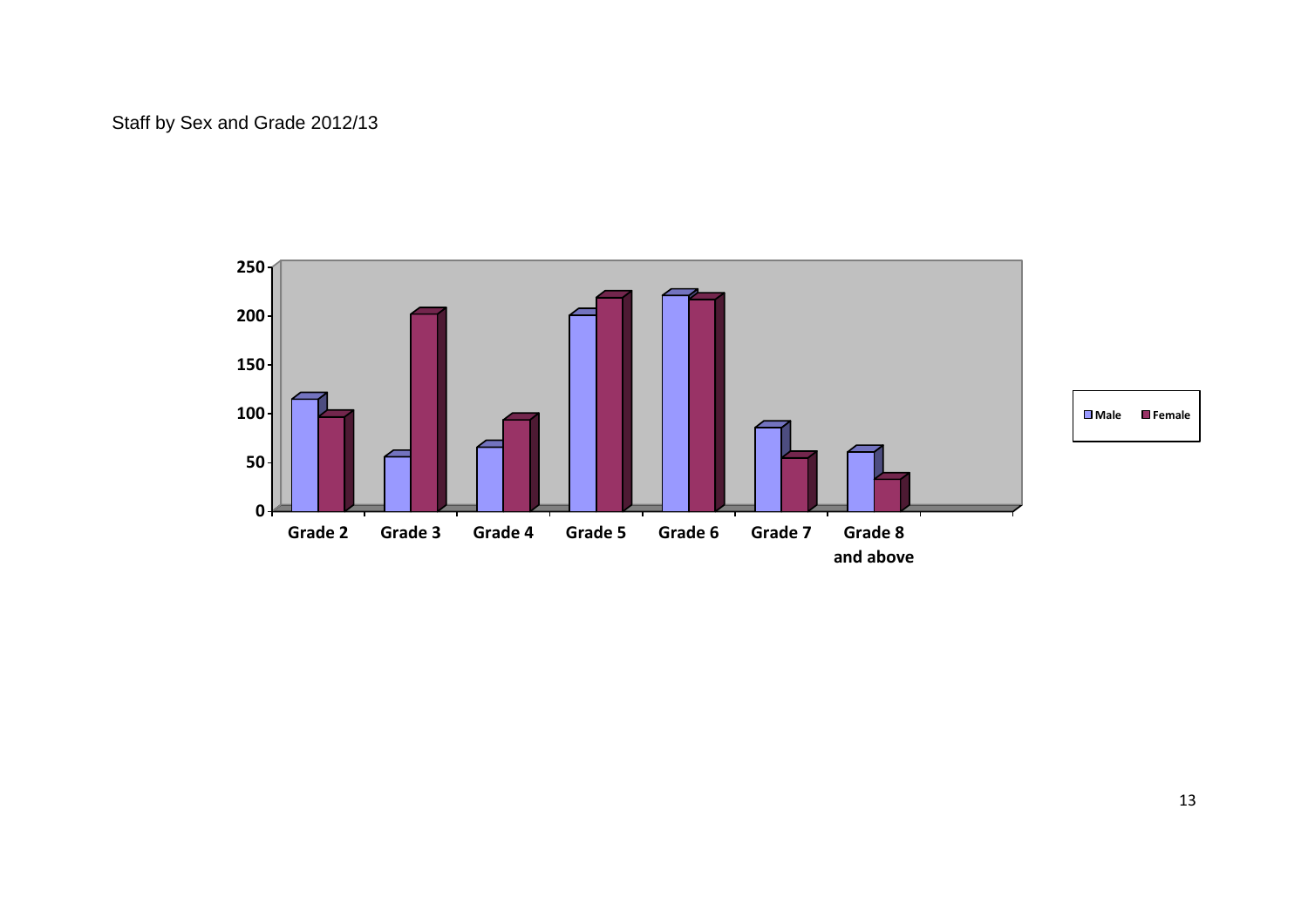Staff by Sex and Grade 2012/13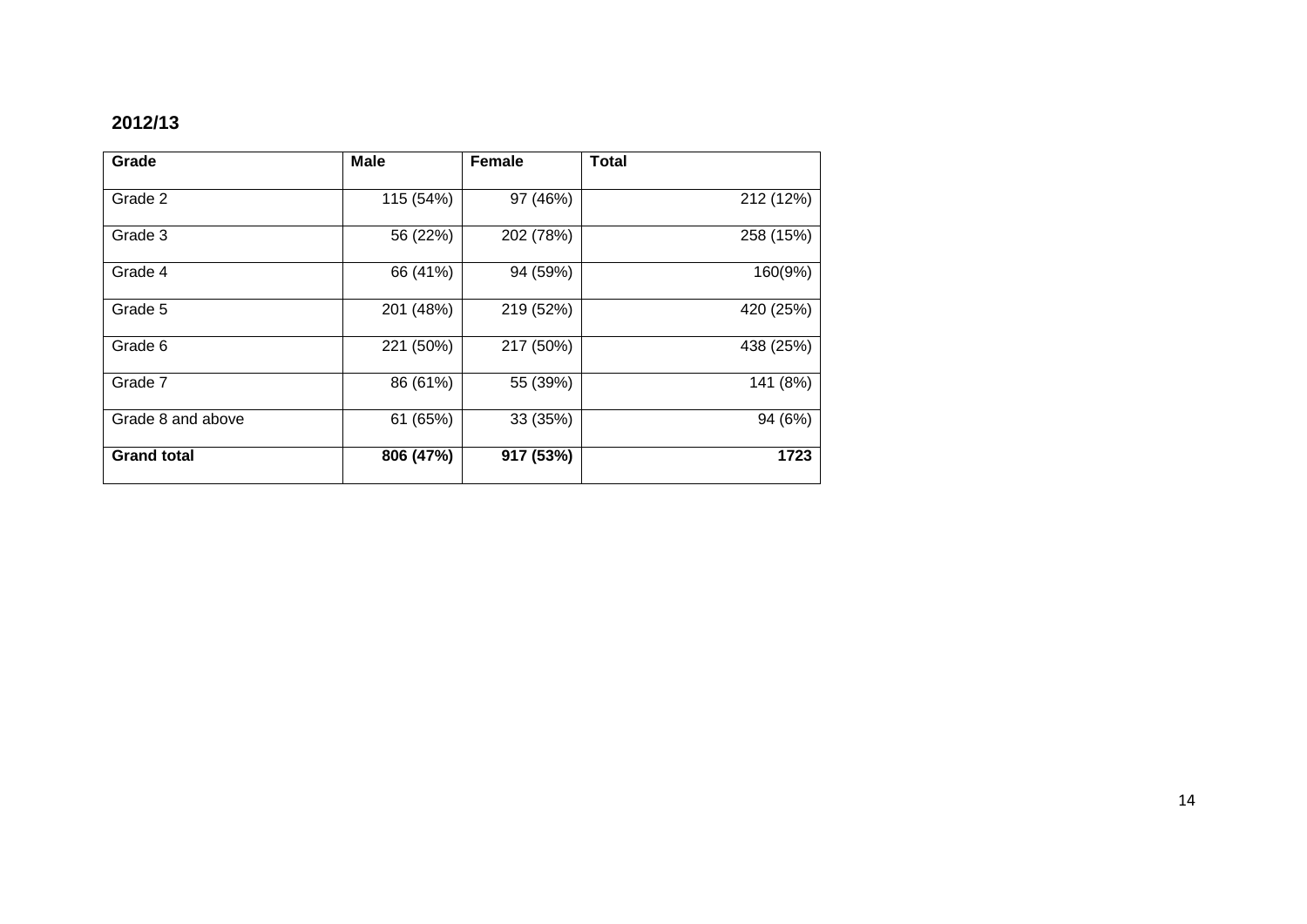**2012/13**

| **Grade** | **Male** | **Female** | **Total** |
|---|---|---|---|
| Grade 2 | 115 (54%) | 97 (46%) | 212 (12%) |
| Grade 3 | 56 (22%) | 202 (78%) | 258 (15%) |
| Grade 4 | 66 (41%) | 94 (59%) | 160(9%) |
| Grade 5 | 201 (48%) | 219 (52%) | 420 (25%) |
| Grade 6 | 221 (50%) | 217 (50%) | 438 (25%) |
| Grade 7 | 86 (61%) | 55 (39%) | 141 (8%) |
| Grade 8 and above | 61 (65%) | 33 (35%) | 94 (6%) |
| **Grand total** | **806 (47%)** | **917 (53%)** | **1723** |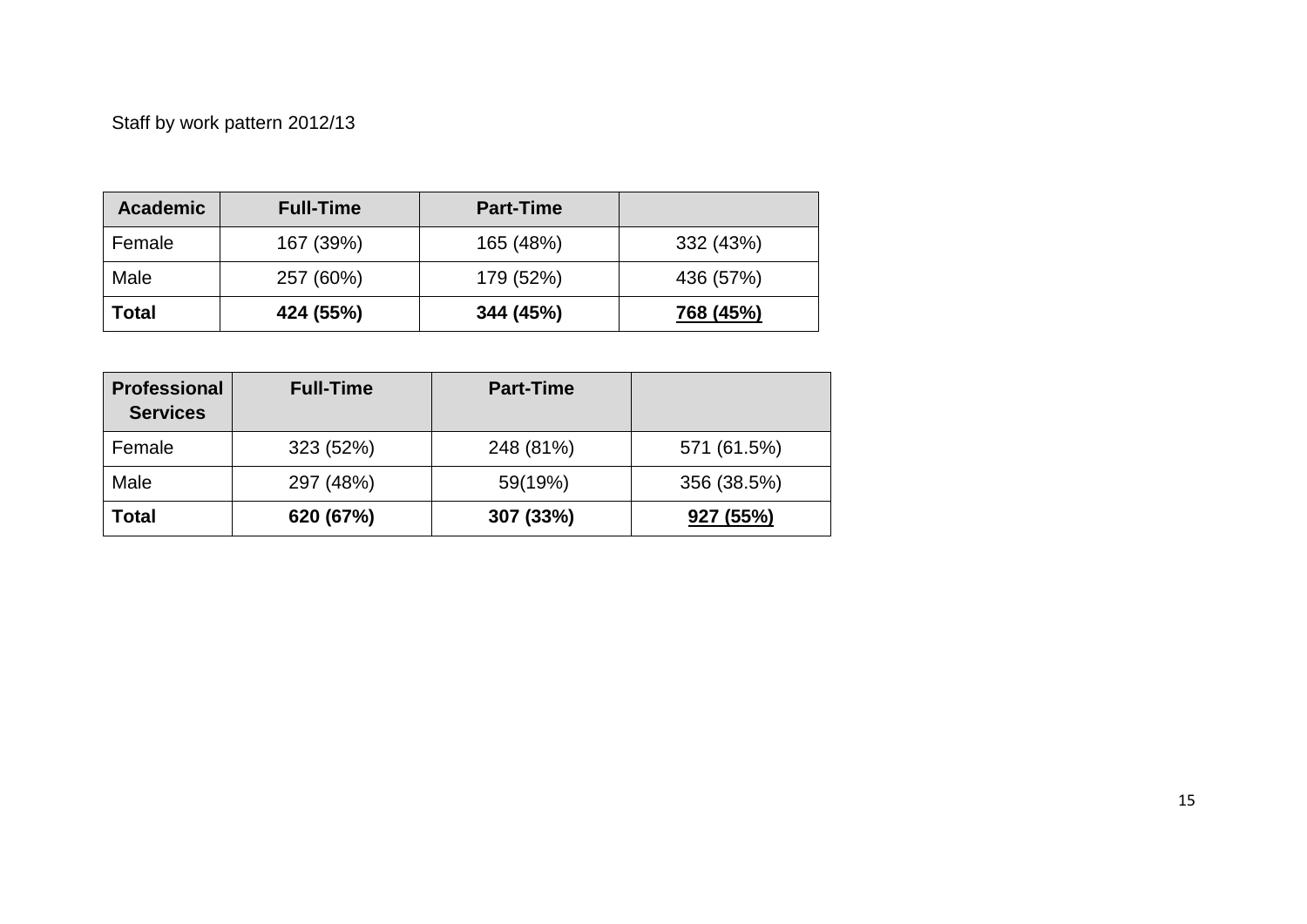Staff by work pattern 2012/13

| **Academic** | **Full-Time** | **Part-Time** | |
|---|---|---|---|
| Female | 167 (39%) | 165 (48%) | 332 (43%) |
| Male | 257 (60%) | 179 (52%) | 436 (57%) |
| **Total** | **424 (55%)** | **344 (45%)** | **<u>768 (45%)</u>** |

| **Professional Services** | **Full-Time** | **Part-Time** | |
|---|---|---|---|
| Female | 323 (52%) | 248 (81%) | 571 (61.5%) |
| Male | 297 (48%) | 59(19%) | 356 (38.5%) |
| **Total** | **620 (67%)** | **307 (33%)** | **<u>927 (55%)</u>** |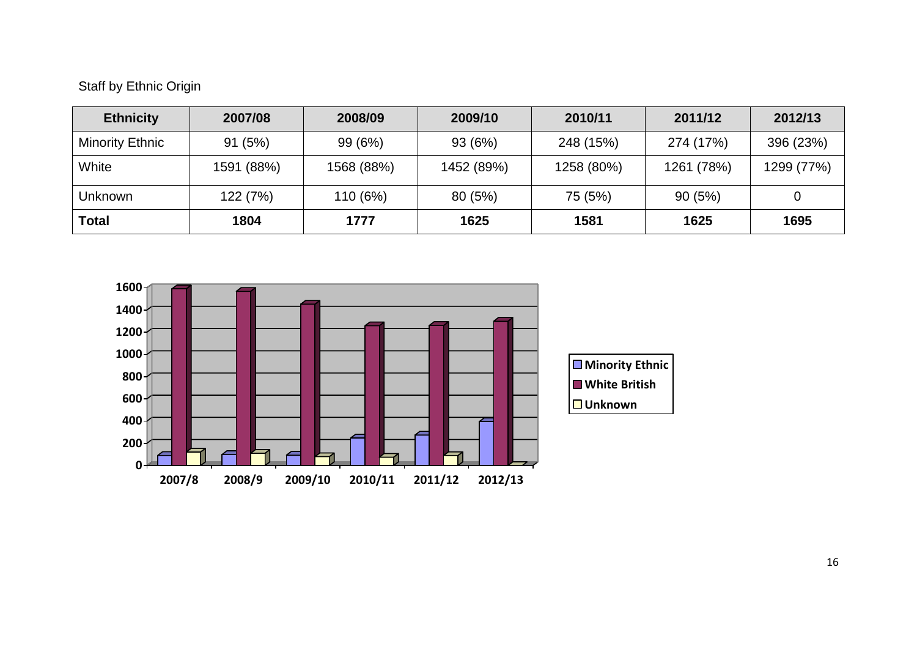Staff by Ethnic Origin

| Ethnicity | 2007/08 | 2008/09 | 2009/10 | 2010/11 | 2011/12 | 2012/13 |
|---|---|---|---|---|---|---|
| Minority Ethnic | 91 (5%) | 99 (6%) | 93 (6%) | 248 (15%) | 274 (17%) | 396 (23%) |
| White | 1591 (88%) | 1568 (88%) | 1452 (89%) | 1258 (80%) | 1261 (78%) | 1299 (77%) |
| Unknown | 122 (7%) | 110 (6%) | 80 (5%) | 75 (5%) | 90 (5%) | 0 |
| **Total** | **1804** | **1777** | **1625** | **1581** | **1625** | **1695** |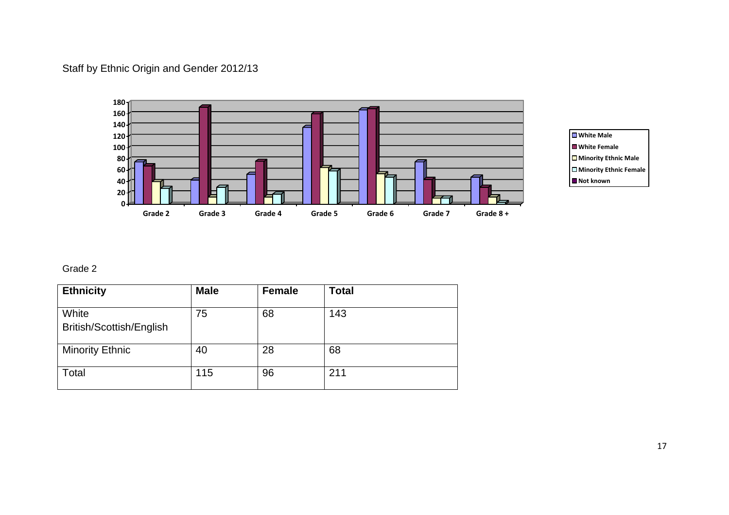Staff by Ethnic Origin and Gender 2012/13

Grade 2

| Ethnicity | Male | Female | Total |
|---|---|---|---|
| White British/Scottish/English | 75 | 68 | 143 |
| Minority Ethnic | 40 | 28 | 68 |
| Total | 115 | 96 | 211 |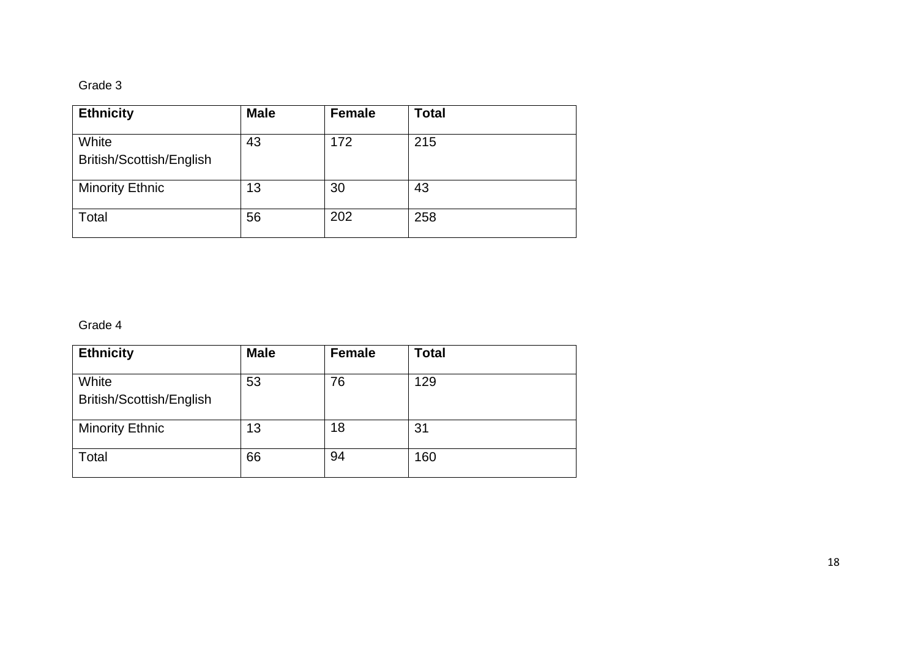Grade 3

| Ethnicity | Male | Female | Total |
|---|---|---|---|
| White British/Scottish/English | 43 | 172 | 215 |
| Minority Ethnic | 13 | 30 | 43 |
| Total | 56 | 202 | 258 |

Grade 4

| Ethnicity | Male | Female | Total |
|---|---|---|---|
| White British/Scottish/English | 53 | 76 | 129 |
| Minority Ethnic | 13 | 18 | 31 |
| Total | 66 | 94 | 160 |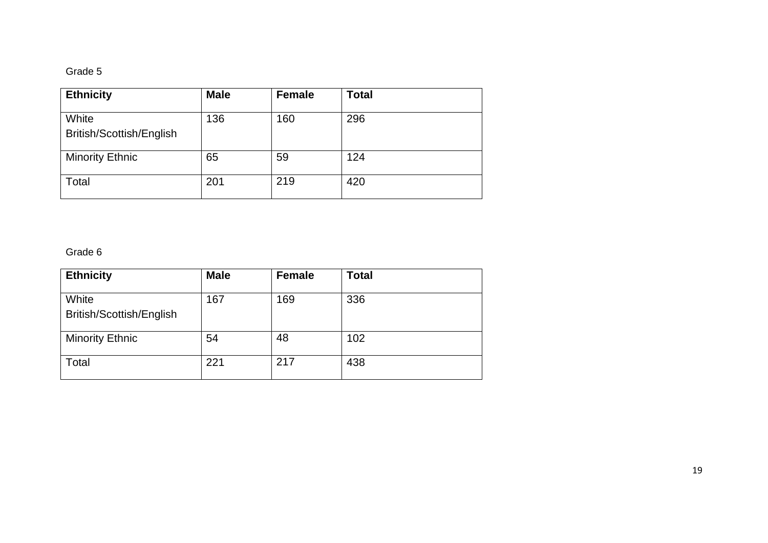Grade 5

| Ethnicity | Male | Female | Total |
|---|---|---|---|
| White British/Scottish/English | 136 | 160 | 296 |
| Minority Ethnic | 65 | 59 | 124 |
| Total | 201 | 219 | 420 |

Grade 6

| Ethnicity | Male | Female | Total |
|---|---|---|---|
| White British/Scottish/English | 167 | 169 | 336 |
| Minority Ethnic | 54 | 48 | 102 |
| Total | 221 | 217 | 438 |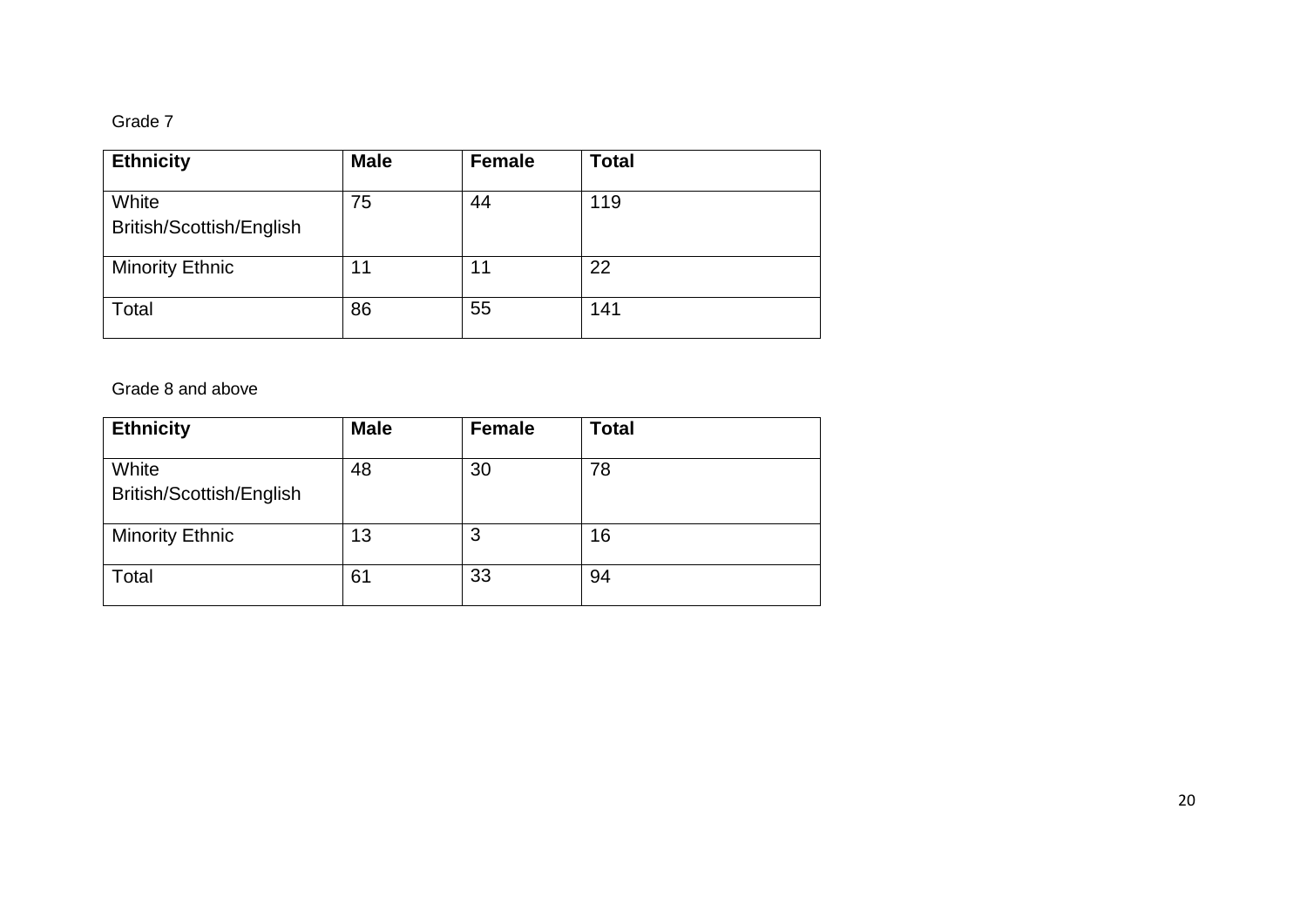Grade 7

| **Ethnicity** | **Male** | **Female** | **Total** |
|---|---|---|---|
| White British/Scottish/English | 75 | 44 | 119 |
| Minority Ethnic | 11 | 11 | 22 |
| Total | 86 | 55 | 141 |

Grade 8 and above

| **Ethnicity** | **Male** | **Female** | **Total** |
|---|---|---|---|
| White British/Scottish/English | 48 | 30 | 78 |
| Minority Ethnic | 13 | 3 | 16 |
| Total | 61 | 33 | 94 |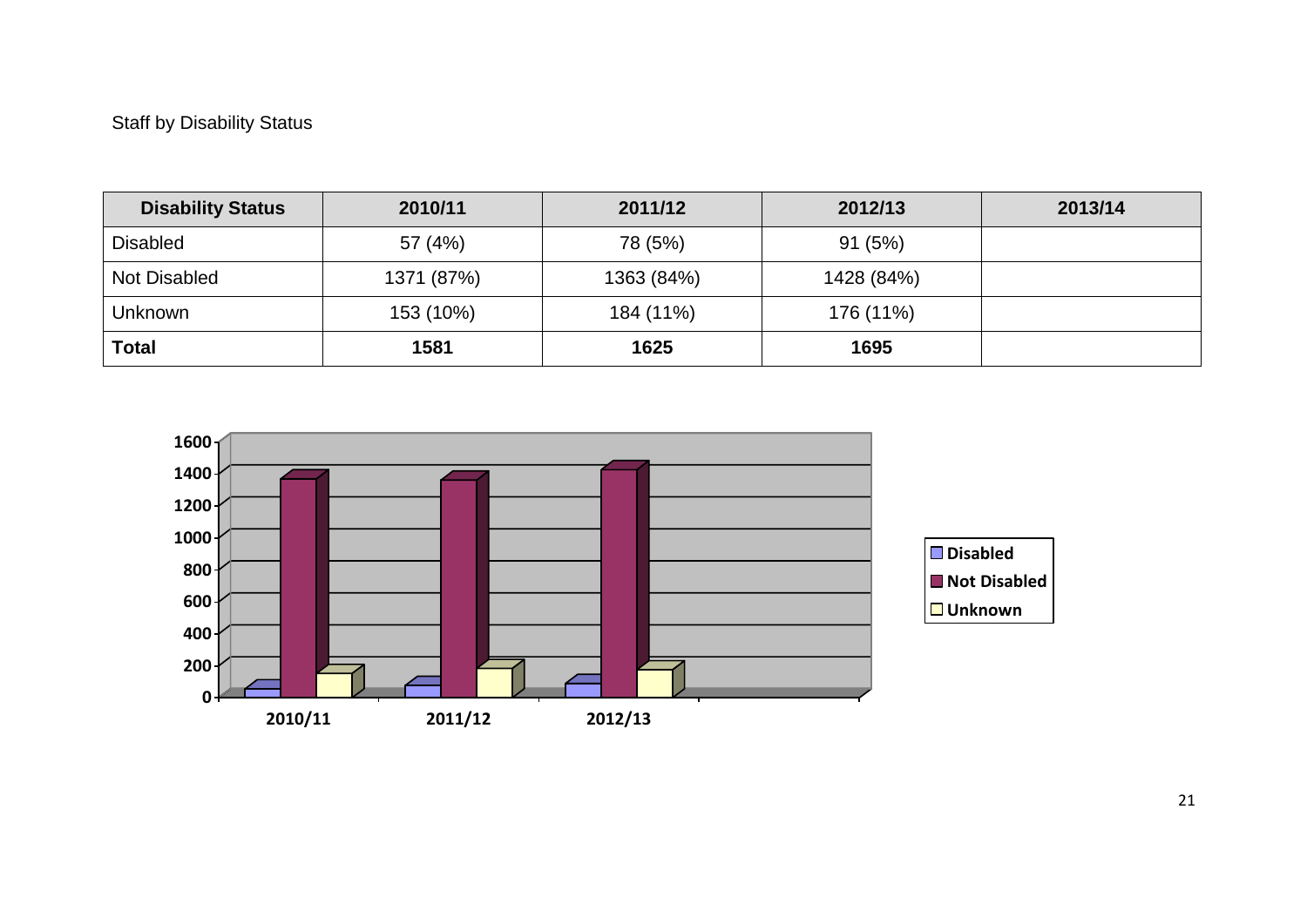Staff by Disability Status

| **Disability Status** | **2010/11** | **2011/12** | **2012/13** | **2013/14** |
|---|---|---|---|---|
| Disabled | 57 (4%) | 78 (5%) | 91 (5%) | |
| Not Disabled | 1371 (87%) | 1363 (84%) | 1428 (84%) | |
| Unknown | 153 (10%) | 184 (11%) | 176 (11%) | |
| **Total** | **1581** | **1625** | **1695** | |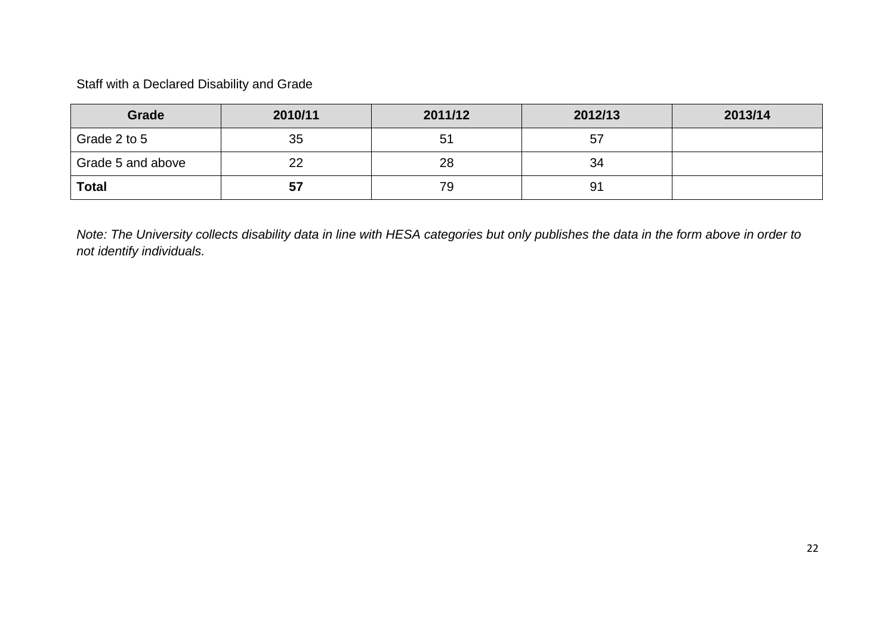Staff with a Declared Disability and Grade

| **Grade** | **2010/11** | **2011/12** | **2012/13** | **2013/14** |
| --- | --- | --- | --- | --- |
| Grade 2 to 5 | 35 | 51 | 57 | |
| Grade 5 and above | 22 | 28 | 34 | |
| **Total** | **57** | 79 | 91 | |

*Note: The University collects disability data in line with HESA categories but only publishes the data in the form above in order to not identify individuals.*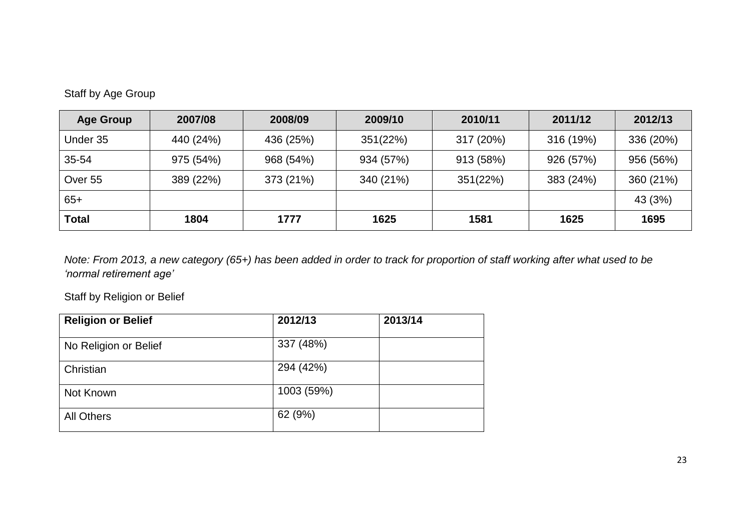Staff by Age Group

| Age Group | 2007/08 | 2008/09 | 2009/10 | 2010/11 | 2011/12 | 2012/13 |
|---|---|---|---|---|---|---|
| Under 35 | 440 (24%) | 436 (25%) | 351(22%) | 317 (20%) | 316 (19%) | 336 (20%) |
| 35-54 | 975 (54%) | 968 (54%) | 934 (57%) | 913 (58%) | 926 (57%) | 956 (56%) |
| Over 55 | 389 (22%) | 373 (21%) | 340 (21%) | 351(22%) | 383 (24%) | 360 (21%) |
| 65+ | | | | | | 43 (3%) |
| **Total** | **1804** | **1777** | **1625** | **1581** | **1625** | **1695** |

*Note: From 2013, a new category (65+) has been added in order to track for proportion of staff working after what used to be 'normal retirement age'*

Staff by Religion or Belief

| Religion or Belief | 2012/13 | 2013/14 |
|---|---|---|
| No Religion or Belief | 337 (48%) | |
| Christian | 294 (42%) | |
| Not Known | 1003 (59%) | |
| All Others | 62 (9%) | |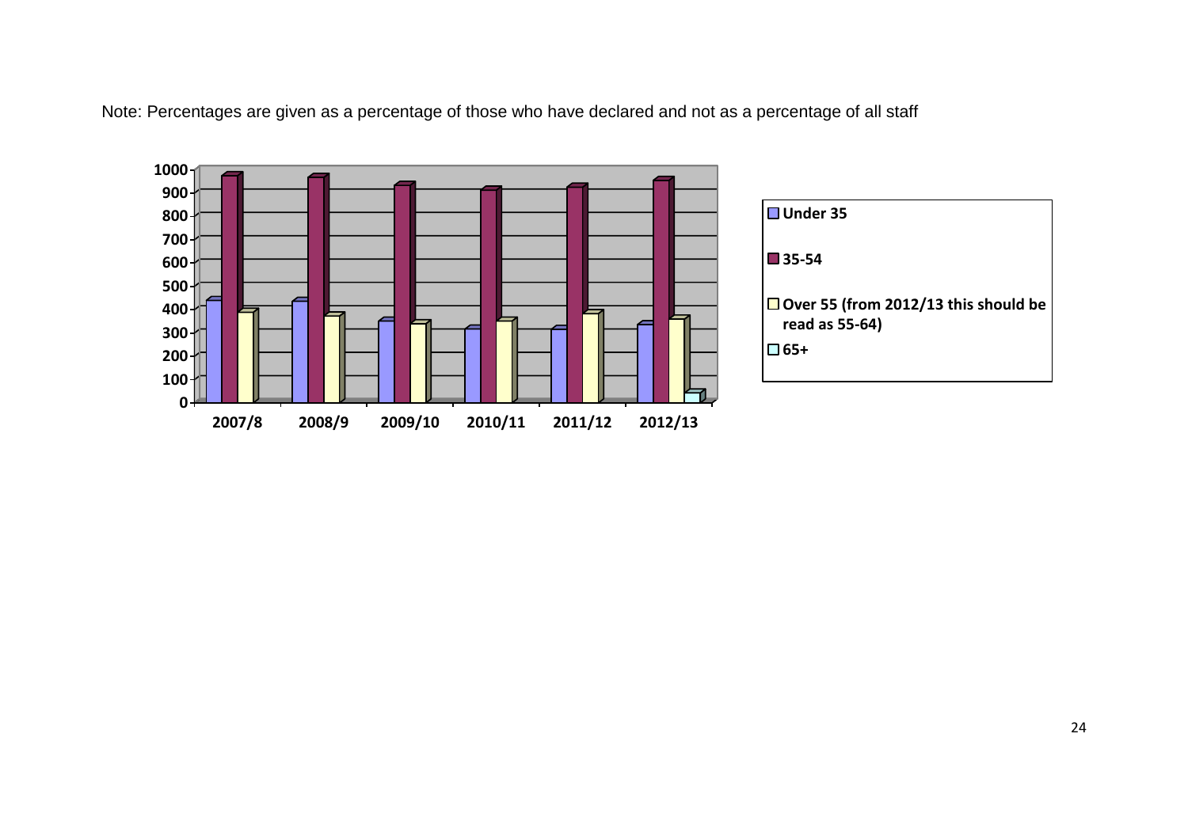Note: Percentages are given as a percentage of those who have declared and not as a percentage of all staff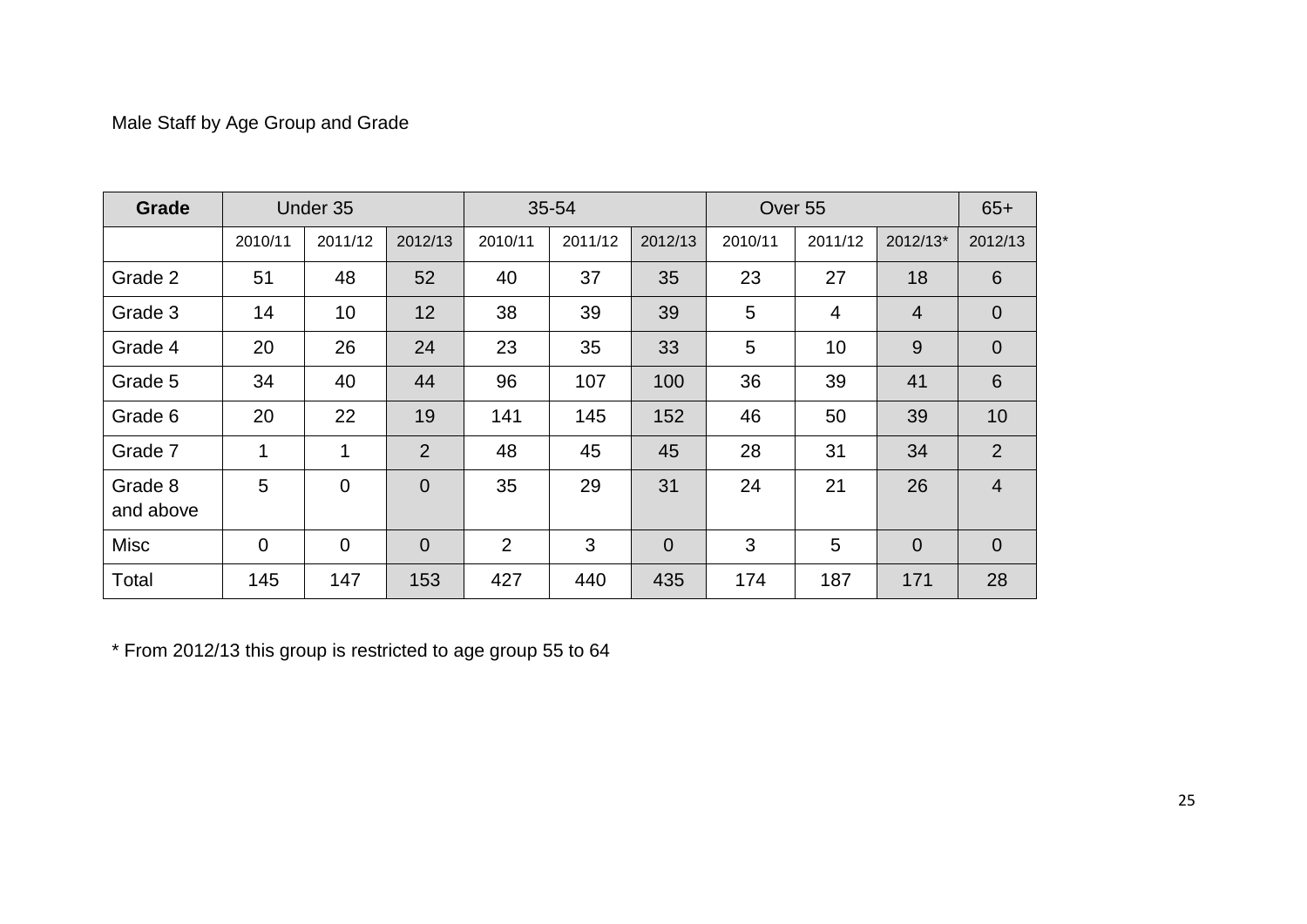Male Staff by Age Group and Grade

| Grade | Under 35 | | | 35-54 | | | Over 55 | | | 65+ |
|---|---|---|---|---|---|---|---|---|---|---|
| | 2010/11 | 2011/12 | 2012/13 | 2010/11 | 2011/12 | 2012/13 | 2010/11 | 2011/12 | 2012/13* | 2012/13 |
| Grade 2 | 51 | 48 | 52 | 40 | 37 | 35 | 23 | 27 | 18 | 6 |
| Grade 3 | 14 | 10 | 12 | 38 | 39 | 39 | 5 | 4 | 4 | 0 |
| Grade 4 | 20 | 26 | 24 | 23 | 35 | 33 | 5 | 10 | 9 | 0 |
| Grade 5 | 34 | 40 | 44 | 96 | 107 | 100 | 36 | 39 | 41 | 6 |
| Grade 6 | 20 | 22 | 19 | 141 | 145 | 152 | 46 | 50 | 39 | 10 |
| Grade 7 | 1 | 1 | 2 | 48 | 45 | 45 | 28 | 31 | 34 | 2 |
| Grade 8 and above | 5 | 0 | 0 | 35 | 29 | 31 | 24 | 21 | 26 | 4 |
| Misc | 0 | 0 | 0 | 2 | 3 | 0 | 3 | 5 | 0 | 0 |
| Total | 145 | 147 | 153 | 427 | 440 | 435 | 174 | 187 | 171 | 28 |

* From 2012/13 this group is restricted to age group 55 to 64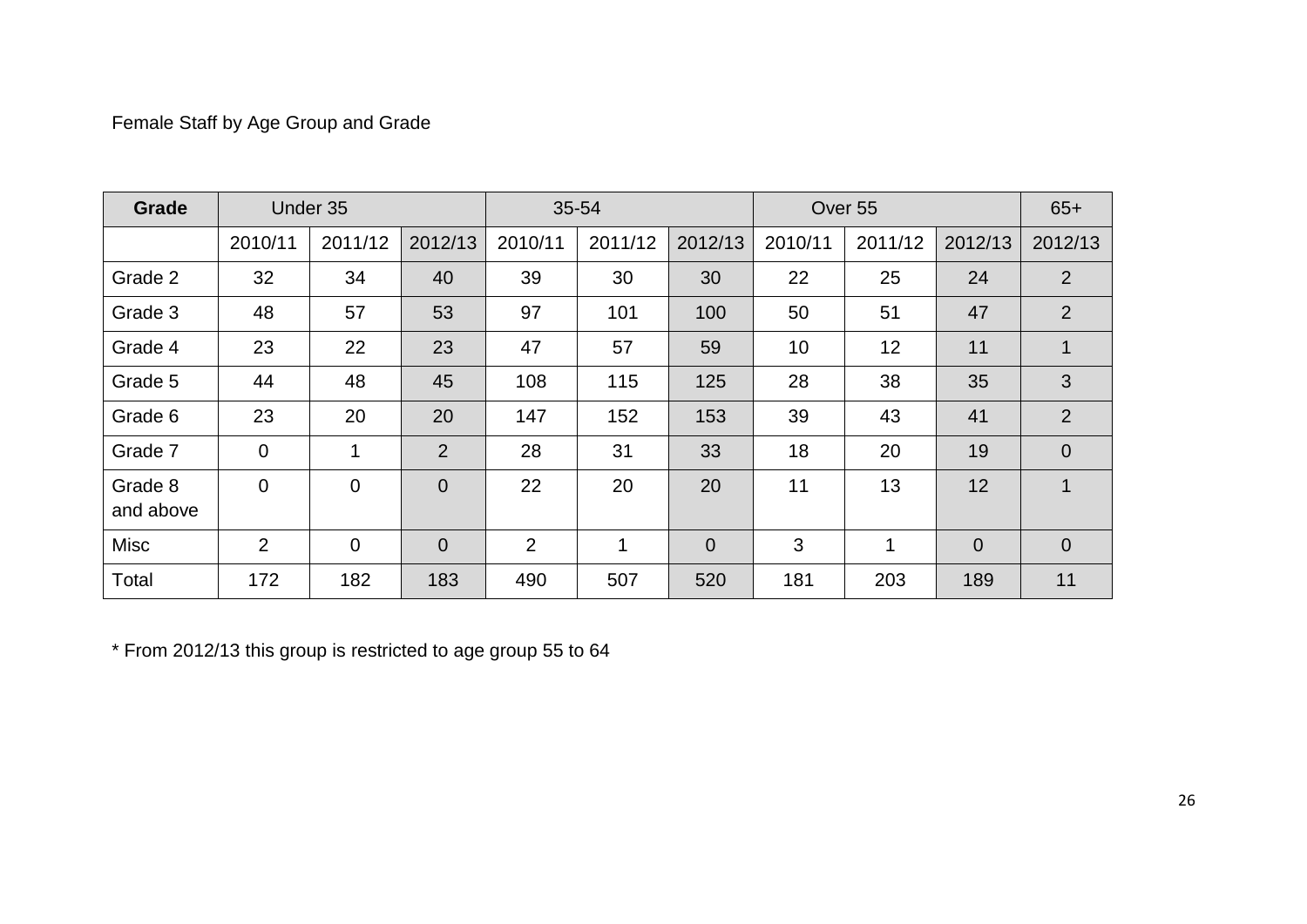Female Staff by Age Group and Grade

| Grade | Under 35 | | | 35-54 | | | Over 55 | | | 65+ |
|---|---|---|---|---|---|---|---|---|---|---|
| | 2010/11 | 2011/12 | 2012/13 | 2010/11 | 2011/12 | 2012/13 | 2010/11 | 2011/12 | 2012/13 | 2012/13 |
| Grade 2 | 32 | 34 | 40 | 39 | 30 | 30 | 22 | 25 | 24 | 2 |
| Grade 3 | 48 | 57 | 53 | 97 | 101 | 100 | 50 | 51 | 47 | 2 |
| Grade 4 | 23 | 22 | 23 | 47 | 57 | 59 | 10 | 12 | 11 | 1 |
| Grade 5 | 44 | 48 | 45 | 108 | 115 | 125 | 28 | 38 | 35 | 3 |
| Grade 6 | 23 | 20 | 20 | 147 | 152 | 153 | 39 | 43 | 41 | 2 |
| Grade 7 | 0 | 1 | 2 | 28 | 31 | 33 | 18 | 20 | 19 | 0 |
| Grade 8 and above | 0 | 0 | 0 | 22 | 20 | 20 | 11 | 13 | 12 | 1 |
| Misc | 2 | 0 | 0 | 2 | 1 | 0 | 3 | 1 | 0 | 0 |
| Total | 172 | 182 | 183 | 490 | 507 | 520 | 181 | 203 | 189 | 11 |

* From 2012/13 this group is restricted to age group 55 to 64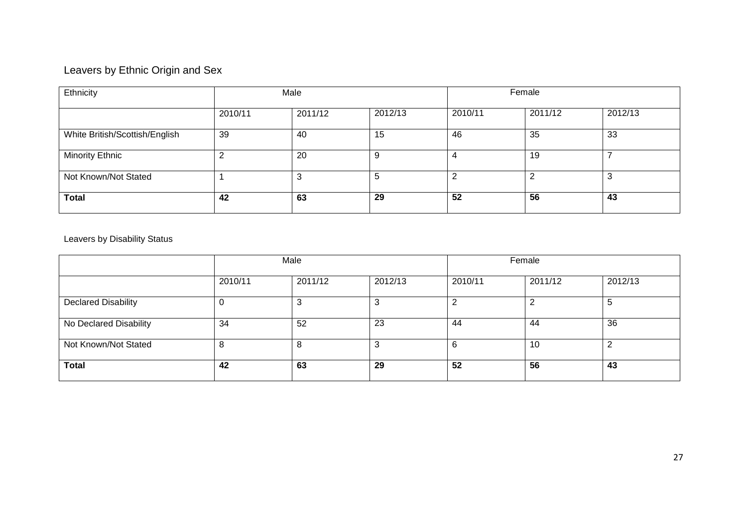## Leavers by Ethnic Origin and Sex

| Ethnicity | Male | | | Female | | |
|---|---|---|---|---|---|---|
| | 2010/11 | 2011/12 | 2012/13 | 2010/11 | 2011/12 | 2012/13 |
| White British/Scottish/English | 39 | 40 | 15 | 46 | 35 | 33 |
| Minority Ethnic | 2 | 20 | 9 | 4 | 19 | 7 |
| Not Known/Not Stated | 1 | 3 | 5 | 2 | 2 | 3 |
| **Total** | **42** | **63** | **29** | **52** | **56** | **43** |

### Leavers by Disability Status

| | Male | | | Female | | |
|---|---|---|---|---|---|---|
| | 2010/11 | 2011/12 | 2012/13 | 2010/11 | 2011/12 | 2012/13 |
| Declared Disability | 0 | 3 | 3 | 2 | 2 | 5 |
| No Declared Disability | 34 | 52 | 23 | 44 | 44 | 36 |
| Not Known/Not Stated | 8 | 8 | 3 | 6 | 10 | 2 |
| **Total** | **42** | **63** | **29** | **52** | **56** | **43** |